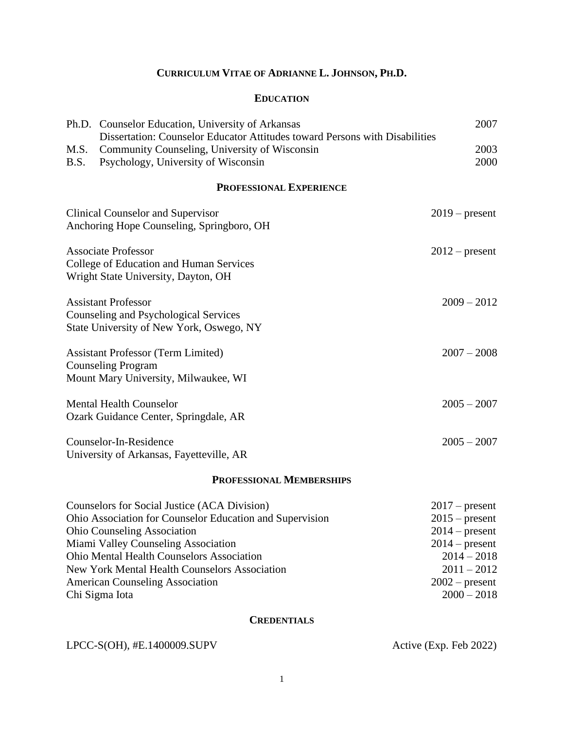# CURRICULUM VITAE OF ADRIANNE L. JOHNSON, PH.D.

## EDUCATION

Ph.D. Counselor Education, University of Arkansas — 2007
Dissertation: Counselor Educator Attitudes toward Persons with Disabilities

M.S. Community Counseling, University of Wisconsin — 2003

B.S. Psychology, University of Wisconsin — 2000

## PROFESSIONAL EXPERIENCE

Clinical Counselor and Supervisor — 2019 – present
Anchoring Hope Counseling, Springboro, OH

Associate Professor — 2012 – present
College of Education and Human Services
Wright State University, Dayton, OH

Assistant Professor — 2009 – 2012
Counseling and Psychological Services
State University of New York, Oswego, NY

Assistant Professor (Term Limited) — 2007 – 2008
Counseling Program
Mount Mary University, Milwaukee, WI

Mental Health Counselor — 2005 – 2007
Ozark Guidance Center, Springdale, AR

Counselor-In-Residence — 2005 – 2007
University of Arkansas, Fayetteville, AR

## PROFESSIONAL MEMBERSHIPS

| Organization | Years |
|---|---|
| Counselors for Social Justice (ACA Division) | 2017 – present |
| Ohio Association for Counselor Education and Supervision | 2015 – present |
| Ohio Counseling Association | 2014 – present |
| Miami Valley Counseling Association | 2014 – present |
| Ohio Mental Health Counselors Association | 2014 – 2018 |
| New York Mental Health Counselors Association | 2011 – 2012 |
| American Counseling Association | 2002 – present |
| Chi Sigma Iota | 2000 – 2018 |

## CREDENTIALS

LPCC-S(OH), #E.1400009.SUPV — Active (Exp. Feb 2022)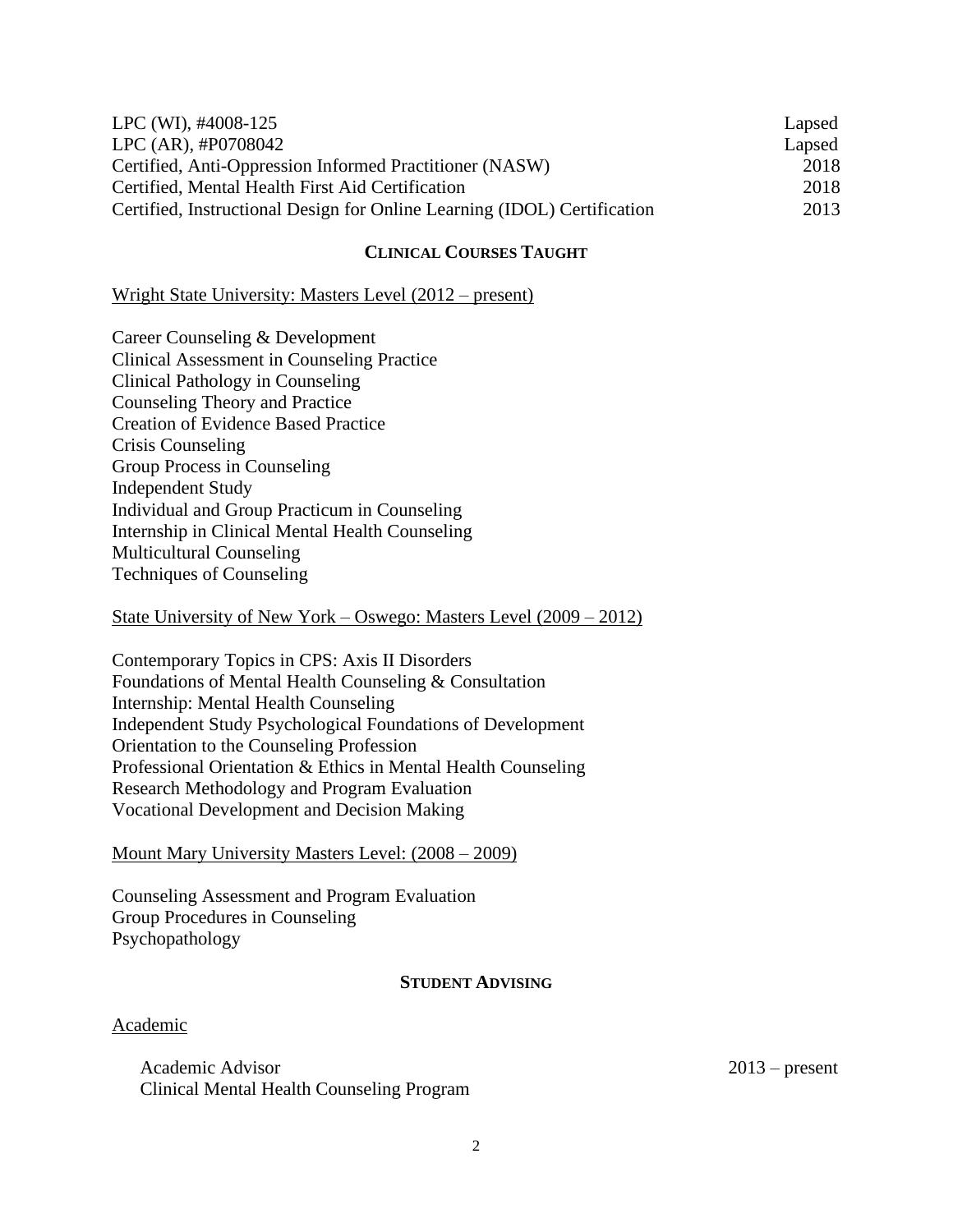LPC (WI), #4008-125 Lapsed
LPC (AR), #P0708042 Lapsed
Certified, Anti-Oppression Informed Practitioner (NASW) 2018
Certified, Mental Health First Aid Certification 2018
Certified, Instructional Design for Online Learning (IDOL) Certification 2013

## CLINICAL COURSES TAUGHT

Wright State University: Masters Level (2012 – present)

Career Counseling & Development
Clinical Assessment in Counseling Practice
Clinical Pathology in Counseling
Counseling Theory and Practice
Creation of Evidence Based Practice
Crisis Counseling
Group Process in Counseling
Independent Study
Individual and Group Practicum in Counseling
Internship in Clinical Mental Health Counseling
Multicultural Counseling
Techniques of Counseling

State University of New York – Oswego: Masters Level (2009 – 2012)

Contemporary Topics in CPS: Axis II Disorders
Foundations of Mental Health Counseling & Consultation
Internship: Mental Health Counseling
Independent Study Psychological Foundations of Development
Orientation to the Counseling Profession
Professional Orientation & Ethics in Mental Health Counseling
Research Methodology and Program Evaluation
Vocational Development and Decision Making

Mount Mary University Masters Level: (2008 – 2009)

Counseling Assessment and Program Evaluation
Group Procedures in Counseling
Psychopathology

## STUDENT ADVISING

Academic

Academic Advisor 2013 – present
Clinical Mental Health Counseling Program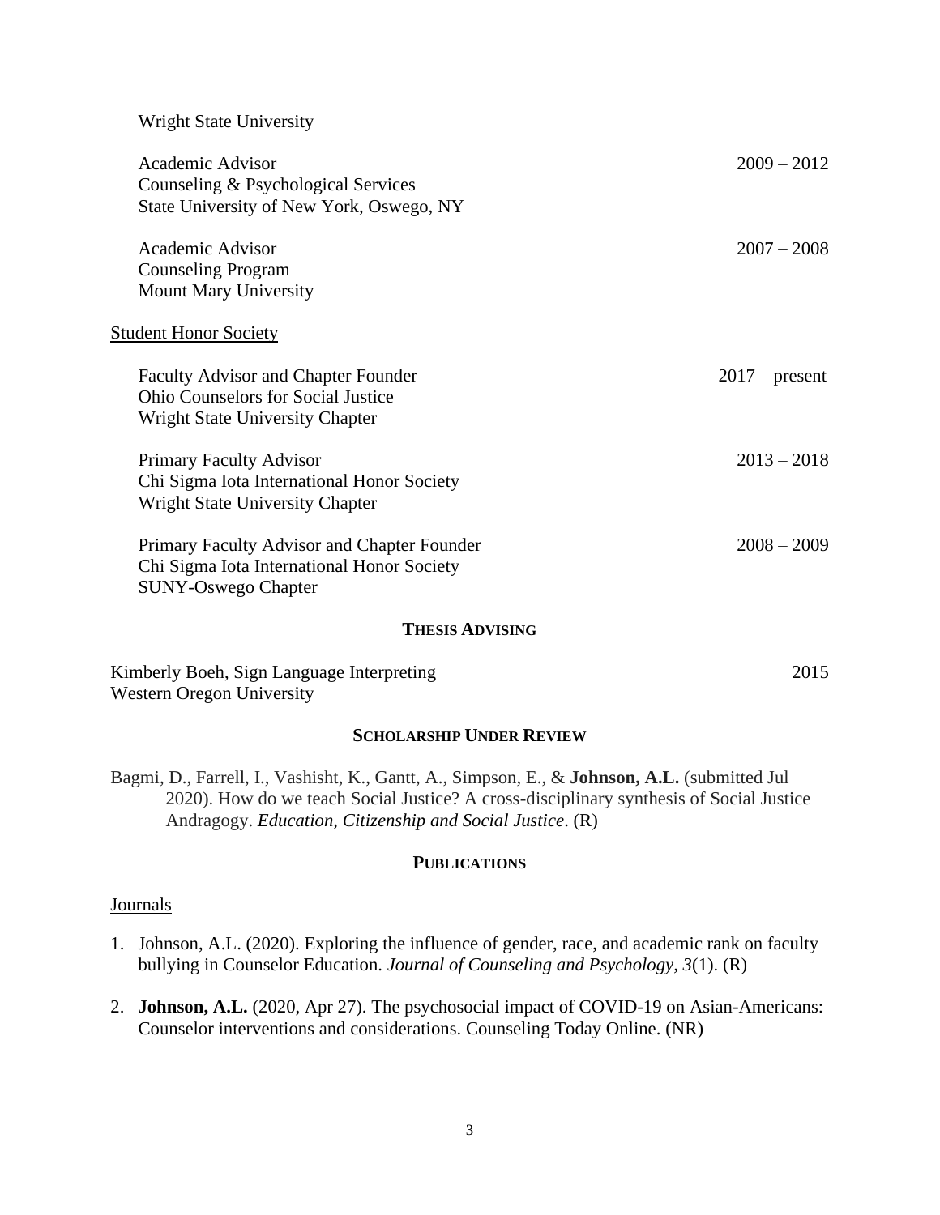Wright State University

Academic Advisor 2009 – 2012
Counseling & Psychological Services
State University of New York, Oswego, NY

Academic Advisor 2007 – 2008
Counseling Program
Mount Mary University

Student Honor Society

Faculty Advisor and Chapter Founder 2017 – present
Ohio Counselors for Social Justice
Wright State University Chapter

Primary Faculty Advisor 2013 – 2018
Chi Sigma Iota International Honor Society
Wright State University Chapter

Primary Faculty Advisor and Chapter Founder 2008 – 2009
Chi Sigma Iota International Honor Society
SUNY-Oswego Chapter

## THESIS ADVISING

Kimberly Boeh, Sign Language Interpreting 2015
Western Oregon University

## SCHOLARSHIP UNDER REVIEW

Bagmi, D., Farrell, I., Vashisht, K., Gantt, A., Simpson, E., & **Johnson, A.L.** (submitted Jul 2020). How do we teach Social Justice? A cross-disciplinary synthesis of Social Justice Andragogy. *Education, Citizenship and Social Justice*. (R)

## PUBLICATIONS

Journals

1. Johnson, A.L. (2020). Exploring the influence of gender, race, and academic rank on faculty bullying in Counselor Education. *Journal of Counseling and Psychology*, *3*(1). (R)

2. **Johnson, A.L.** (2020, Apr 27). The psychosocial impact of COVID-19 on Asian-Americans: Counselor interventions and considerations. Counseling Today Online. (NR)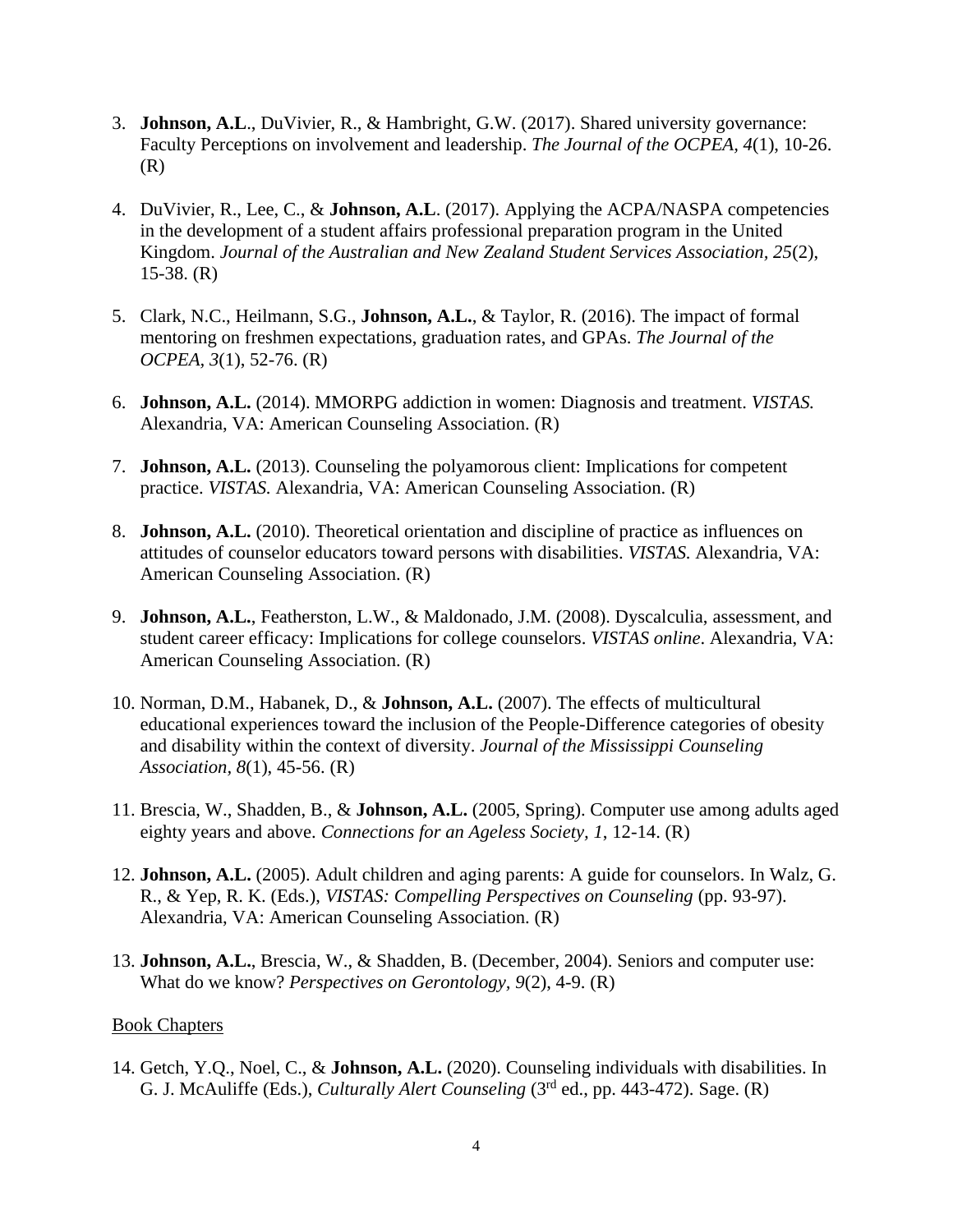3. **Johnson, A.L**., DuVivier, R., & Hambright, G.W. (2017). Shared university governance: Faculty Perceptions on involvement and leadership. *The Journal of the OCPEA, 4*(1), 10-26. (R)

4. DuVivier, R., Lee, C., & **Johnson, A.L**. (2017). Applying the ACPA/NASPA competencies in the development of a student affairs professional preparation program in the United Kingdom. *Journal of the Australian and New Zealand Student Services Association, 25*(2), 15-38. (R)

5. Clark, N.C., Heilmann, S.G., **Johnson, A.L.**, & Taylor, R. (2016). The impact of formal mentoring on freshmen expectations, graduation rates, and GPAs. *The Journal of the OCPEA, 3*(1), 52-76. (R)

6. **Johnson, A.L.** (2014). MMORPG addiction in women: Diagnosis and treatment. *VISTAS.* Alexandria, VA: American Counseling Association. (R)

7. **Johnson, A.L.** (2013). Counseling the polyamorous client: Implications for competent practice. *VISTAS.* Alexandria, VA: American Counseling Association. (R)

8. **Johnson, A.L.** (2010). Theoretical orientation and discipline of practice as influences on attitudes of counselor educators toward persons with disabilities. *VISTAS.* Alexandria, VA: American Counseling Association. (R)

9. **Johnson, A.L.**, Featherston, L.W., & Maldonado, J.M. (2008). Dyscalculia, assessment, and student career efficacy: Implications for college counselors. *VISTAS online*. Alexandria, VA: American Counseling Association. (R)

10. Norman, D.M., Habanek, D., & **Johnson, A.L.** (2007). The effects of multicultural educational experiences toward the inclusion of the People-Difference categories of obesity and disability within the context of diversity. *Journal of the Mississippi Counseling Association, 8*(1), 45-56. (R)

11. Brescia, W., Shadden, B., & **Johnson, A.L.** (2005, Spring). Computer use among adults aged eighty years and above. *Connections for an Ageless Society, 1*, 12-14. (R)

12. **Johnson, A.L.** (2005). Adult children and aging parents: A guide for counselors. In Walz, G. R., & Yep, R. K. (Eds.), *VISTAS: Compelling Perspectives on Counseling* (pp. 93-97). Alexandria, VA: American Counseling Association. (R)

13. **Johnson, A.L.**, Brescia, W., & Shadden, B. (December, 2004). Seniors and computer use: What do we know? *Perspectives on Gerontology, 9*(2), 4-9. (R)

Book Chapters

14. Getch, Y.Q., Noel, C., & **Johnson, A.L.** (2020). Counseling individuals with disabilities. In G. J. McAuliffe (Eds.), *Culturally Alert Counseling* (3rd ed., pp. 443-472). Sage. (R)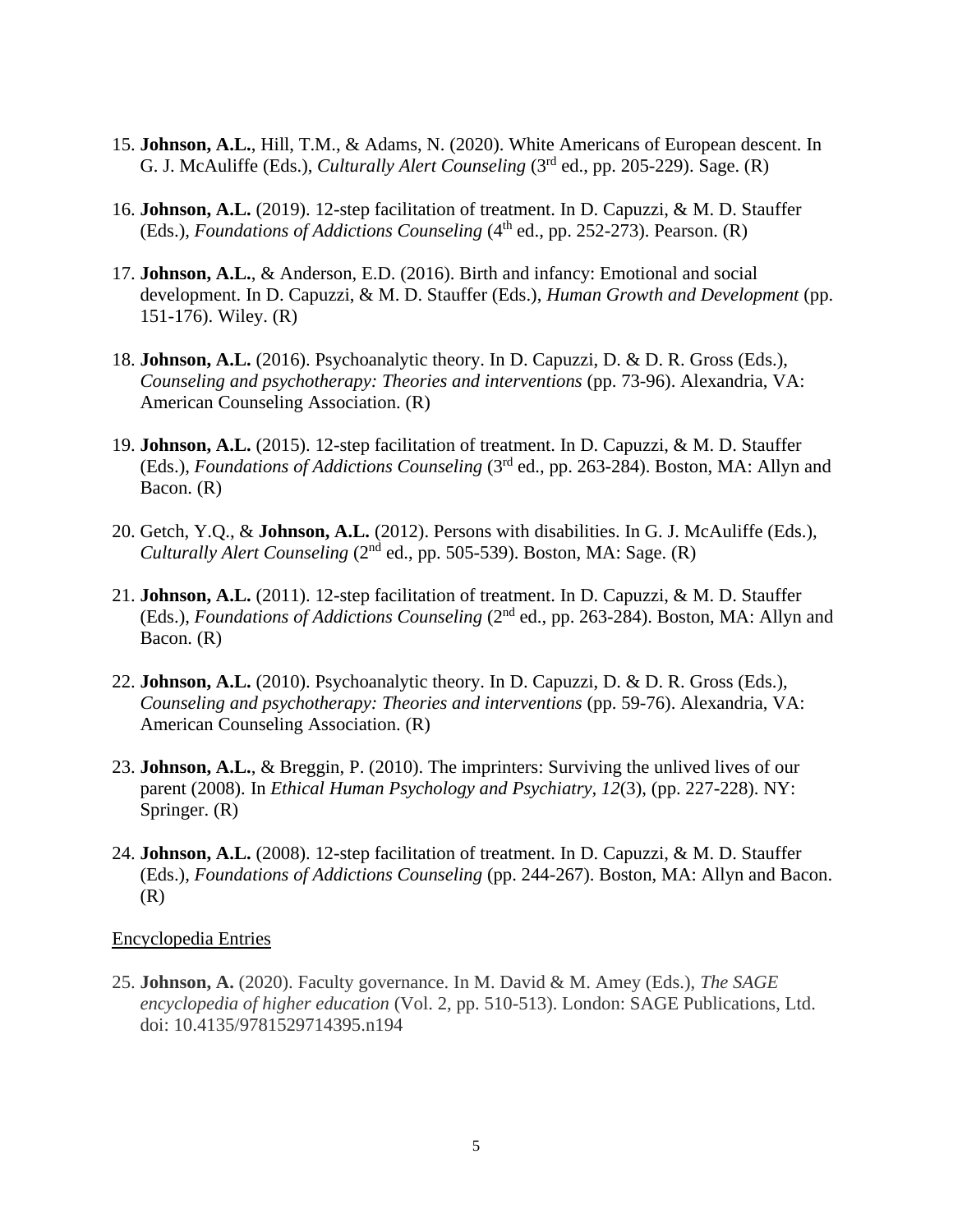15. **Johnson, A.L.**, Hill, T.M., & Adams, N. (2020). White Americans of European descent. In G. J. McAuliffe (Eds.), *Culturally Alert Counseling* (3rd ed., pp. 205-229). Sage. (R)

16. **Johnson, A.L.** (2019). 12-step facilitation of treatment. In D. Capuzzi, & M. D. Stauffer (Eds.), *Foundations of Addictions Counseling* (4th ed., pp. 252-273). Pearson. (R)

17. **Johnson, A.L.**, & Anderson, E.D. (2016). Birth and infancy: Emotional and social development. In D. Capuzzi, & M. D. Stauffer (Eds.), *Human Growth and Development* (pp. 151-176). Wiley. (R)

18. **Johnson, A.L.** (2016). Psychoanalytic theory. In D. Capuzzi, D. & D. R. Gross (Eds.), *Counseling and psychotherapy: Theories and interventions* (pp. 73-96). Alexandria, VA: American Counseling Association. (R)

19. **Johnson, A.L.** (2015). 12-step facilitation of treatment. In D. Capuzzi, & M. D. Stauffer (Eds.), *Foundations of Addictions Counseling* (3rd ed., pp. 263-284). Boston, MA: Allyn and Bacon. (R)

20. Getch, Y.Q., & **Johnson, A.L.** (2012). Persons with disabilities. In G. J. McAuliffe (Eds.), *Culturally Alert Counseling* (2nd ed., pp. 505-539). Boston, MA: Sage. (R)

21. **Johnson, A.L.** (2011). 12-step facilitation of treatment. In D. Capuzzi, & M. D. Stauffer (Eds.), *Foundations of Addictions Counseling* (2nd ed., pp. 263-284). Boston, MA: Allyn and Bacon. (R)

22. **Johnson, A.L.** (2010). Psychoanalytic theory. In D. Capuzzi, D. & D. R. Gross (Eds.), *Counseling and psychotherapy: Theories and interventions* (pp. 59-76). Alexandria, VA: American Counseling Association. (R)

23. **Johnson, A.L.**, & Breggin, P. (2010). The imprinters: Surviving the unlived lives of our parent (2008). In *Ethical Human Psychology and Psychiatry*, *12*(3), (pp. 227-228). NY: Springer. (R)

24. **Johnson, A.L.** (2008). 12-step facilitation of treatment. In D. Capuzzi, & M. D. Stauffer (Eds.), *Foundations of Addictions Counseling* (pp. 244-267). Boston, MA: Allyn and Bacon. (R)

Encyclopedia Entries

25. **Johnson, A.** (2020). Faculty governance. In M. David & M. Amey (Eds.), *The SAGE encyclopedia of higher education* (Vol. 2, pp. 510-513). London: SAGE Publications, Ltd. doi: 10.4135/9781529714395.n194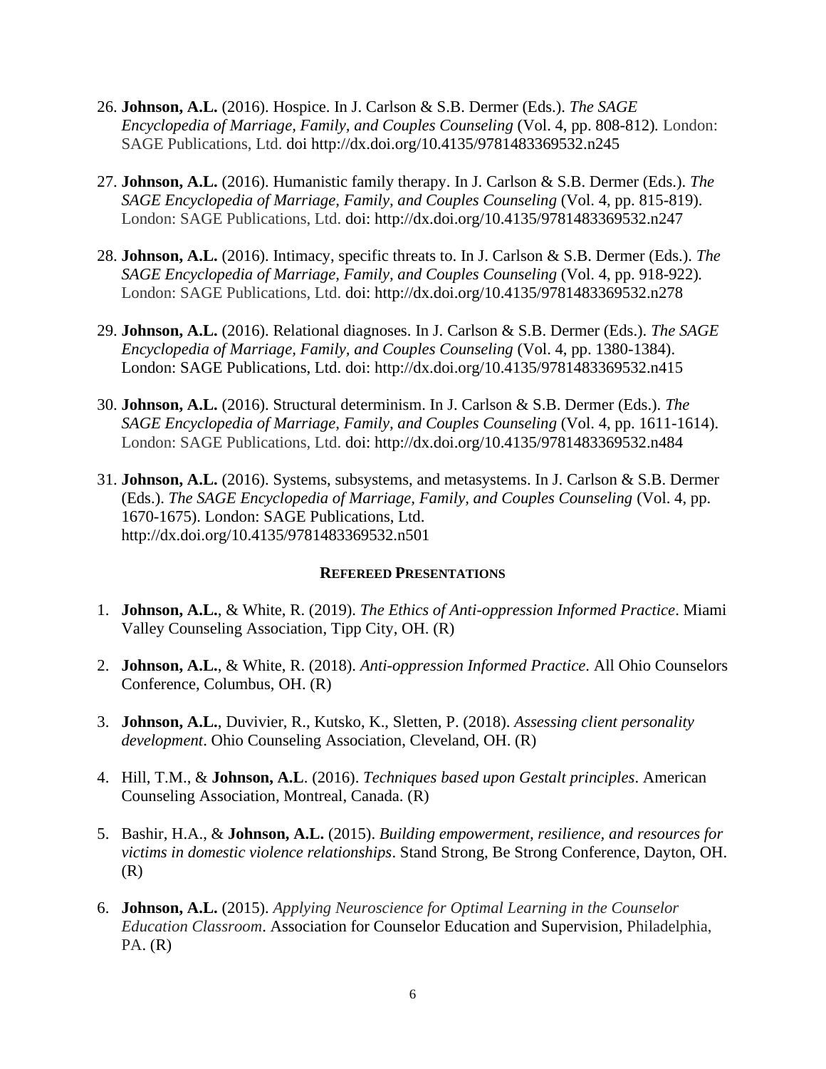26. **Johnson, A.L.** (2016). Hospice. In J. Carlson & S.B. Dermer (Eds.). *The SAGE Encyclopedia of Marriage, Family, and Couples Counseling* (Vol. 4, pp. 808-812). London: SAGE Publications, Ltd. doi http://dx.doi.org/10.4135/9781483369532.n245

27. **Johnson, A.L.** (2016). Humanistic family therapy. In J. Carlson & S.B. Dermer (Eds.). *The SAGE Encyclopedia of Marriage, Family, and Couples Counseling* (Vol. 4, pp. 815-819). London: SAGE Publications, Ltd. doi: http://dx.doi.org/10.4135/9781483369532.n247

28. **Johnson, A.L.** (2016). Intimacy, specific threats to. In J. Carlson & S.B. Dermer (Eds.). *The SAGE Encyclopedia of Marriage, Family, and Couples Counseling* (Vol. 4, pp. 918-922). London: SAGE Publications, Ltd. doi: http://dx.doi.org/10.4135/9781483369532.n278

29. **Johnson, A.L.** (2016). Relational diagnoses. In J. Carlson & S.B. Dermer (Eds.). *The SAGE Encyclopedia of Marriage, Family, and Couples Counseling* (Vol. 4, pp. 1380-1384). London: SAGE Publications, Ltd. doi: http://dx.doi.org/10.4135/9781483369532.n415

30. **Johnson, A.L.** (2016). Structural determinism. In J. Carlson & S.B. Dermer (Eds.). *The SAGE Encyclopedia of Marriage, Family, and Couples Counseling* (Vol. 4, pp. 1611-1614). London: SAGE Publications, Ltd. doi: http://dx.doi.org/10.4135/9781483369532.n484

31. **Johnson, A.L.** (2016). Systems, subsystems, and metasystems. In J. Carlson & S.B. Dermer (Eds.). *The SAGE Encyclopedia of Marriage, Family, and Couples Counseling* (Vol. 4, pp. 1670-1675). London: SAGE Publications, Ltd. http://dx.doi.org/10.4135/9781483369532.n501

## REFEREED PRESENTATIONS

1. **Johnson, A.L.**, & White, R. (2019). *The Ethics of Anti-oppression Informed Practice*. Miami Valley Counseling Association, Tipp City, OH. (R)

2. **Johnson, A.L.**, & White, R. (2018). *Anti-oppression Informed Practice*. All Ohio Counselors Conference, Columbus, OH. (R)

3. **Johnson, A.L.**, Duvivier, R., Kutsko, K., Sletten, P. (2018). *Assessing client personality development*. Ohio Counseling Association, Cleveland, OH. (R)

4. Hill, T.M., & **Johnson, A.L**. (2016). *Techniques based upon Gestalt principles*. American Counseling Association, Montreal, Canada. (R)

5. Bashir, H.A., & **Johnson, A.L.** (2015). *Building empowerment, resilience, and resources for victims in domestic violence relationships*. Stand Strong, Be Strong Conference, Dayton, OH. (R)

6. **Johnson, A.L.** (2015). *Applying Neuroscience for Optimal Learning in the Counselor Education Classroom*. Association for Counselor Education and Supervision, Philadelphia, PA. (R)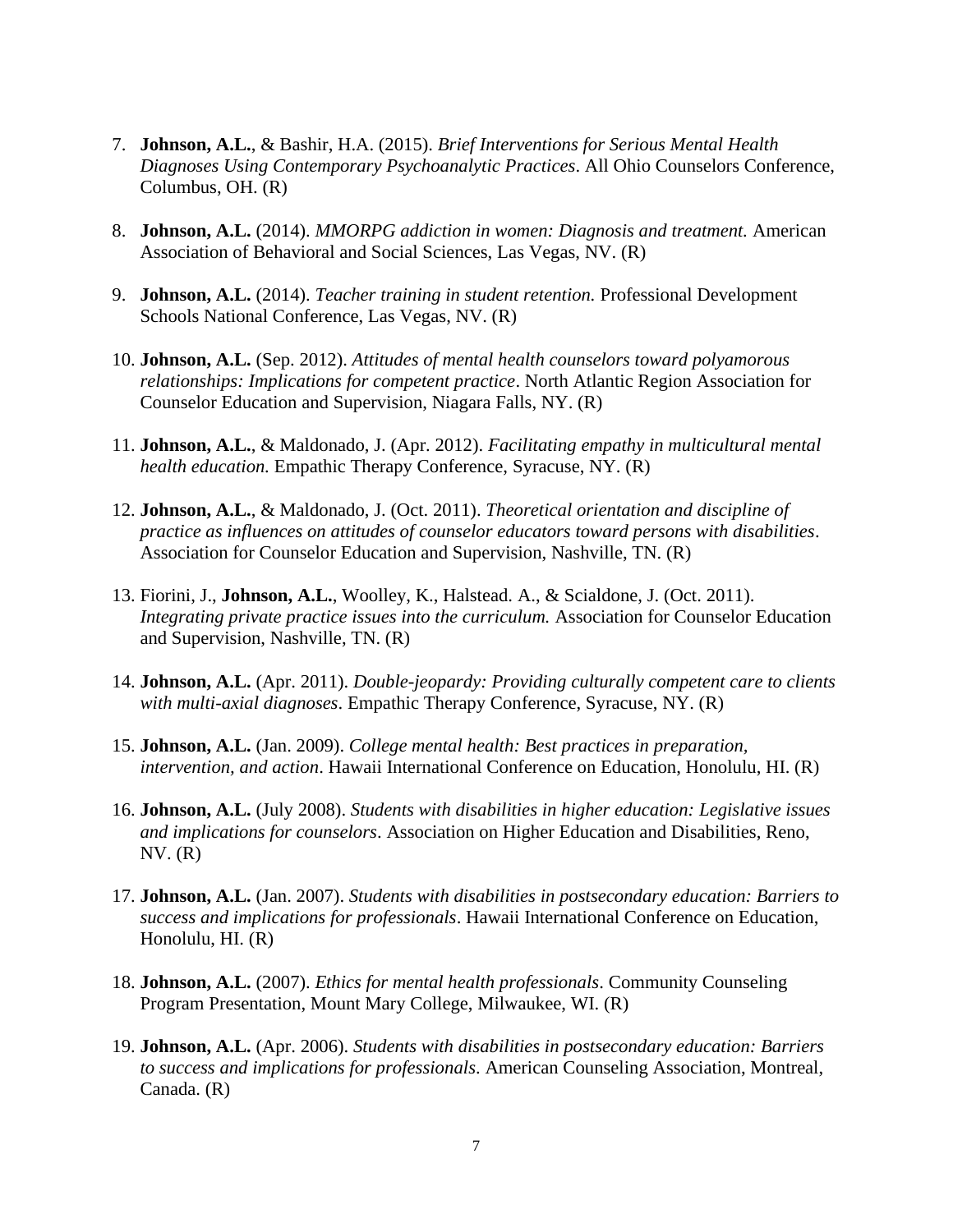7. **Johnson, A.L.**, & Bashir, H.A. (2015). *Brief Interventions for Serious Mental Health Diagnoses Using Contemporary Psychoanalytic Practices*. All Ohio Counselors Conference, Columbus, OH. (R)

8. **Johnson, A.L.** (2014). *MMORPG addiction in women: Diagnosis and treatment.* American Association of Behavioral and Social Sciences, Las Vegas, NV. (R)

9. **Johnson, A.L.** (2014). *Teacher training in student retention.* Professional Development Schools National Conference, Las Vegas, NV. (R)

10. **Johnson, A.L.** (Sep. 2012). *Attitudes of mental health counselors toward polyamorous relationships: Implications for competent practice*. North Atlantic Region Association for Counselor Education and Supervision, Niagara Falls, NY. (R)

11. **Johnson, A.L.**, & Maldonado, J. (Apr. 2012). *Facilitating empathy in multicultural mental health education.* Empathic Therapy Conference, Syracuse, NY. (R)

12. **Johnson, A.L.**, & Maldonado, J. (Oct. 2011). *Theoretical orientation and discipline of practice as influences on attitudes of counselor educators toward persons with disabilities*. Association for Counselor Education and Supervision, Nashville, TN. (R)

13. Fiorini, J., **Johnson, A.L.**, Woolley, K., Halstead. A., & Scialdone, J. (Oct. 2011). *Integrating private practice issues into the curriculum.* Association for Counselor Education and Supervision, Nashville, TN. (R)

14. **Johnson, A.L.** (Apr. 2011). *Double-jeopardy: Providing culturally competent care to clients with multi-axial diagnoses*. Empathic Therapy Conference, Syracuse, NY. (R)

15. **Johnson, A.L.** (Jan. 2009). *College mental health: Best practices in preparation, intervention, and action*. Hawaii International Conference on Education, Honolulu, HI. (R)

16. **Johnson, A.L.** (July 2008). *Students with disabilities in higher education: Legislative issues and implications for counselors*. Association on Higher Education and Disabilities, Reno, NV. (R)

17. **Johnson, A.L.** (Jan. 2007). *Students with disabilities in postsecondary education: Barriers to success and implications for professionals*. Hawaii International Conference on Education, Honolulu, HI. (R)

18. **Johnson, A.L.** (2007). *Ethics for mental health professionals*. Community Counseling Program Presentation, Mount Mary College, Milwaukee, WI. (R)

19. **Johnson, A.L.** (Apr. 2006). *Students with disabilities in postsecondary education: Barriers to success and implications for professionals*. American Counseling Association, Montreal, Canada. (R)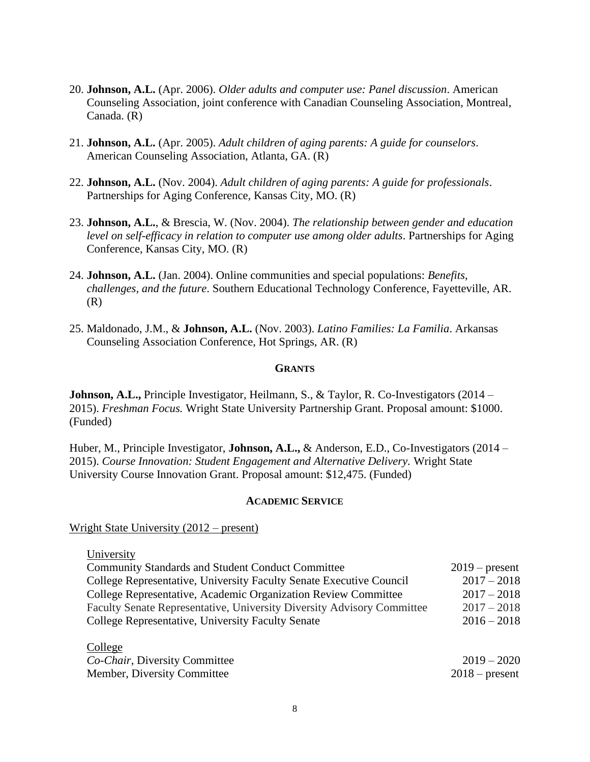20. **Johnson, A.L.** (Apr. 2006). *Older adults and computer use: Panel discussion*. American Counseling Association, joint conference with Canadian Counseling Association, Montreal, Canada. (R)

21. **Johnson, A.L.** (Apr. 2005). *Adult children of aging parents: A guide for counselors*. American Counseling Association, Atlanta, GA. (R)

22. **Johnson, A.L.** (Nov. 2004). *Adult children of aging parents: A guide for professionals*. Partnerships for Aging Conference, Kansas City, MO. (R)

23. **Johnson, A.L.**, & Brescia, W. (Nov. 2004). *The relationship between gender and education level on self-efficacy in relation to computer use among older adults*. Partnerships for Aging Conference, Kansas City, MO. (R)

24. **Johnson, A.L.** (Jan. 2004). Online communities and special populations: *Benefits, challenges, and the future*. Southern Educational Technology Conference, Fayetteville, AR. (R)

25. Maldonado, J.M., & **Johnson, A.L.** (Nov. 2003). *Latino Families: La Familia*. Arkansas Counseling Association Conference, Hot Springs, AR. (R)

## GRANTS

**Johnson, A.L.,** Principle Investigator, Heilmann, S., & Taylor, R. Co-Investigators (2014 – 2015). *Freshman Focus.* Wright State University Partnership Grant. Proposal amount: $1000. (Funded)

Huber, M., Principle Investigator, **Johnson, A.L.,** & Anderson, E.D., Co-Investigators (2014 – 2015). *Course Innovation: Student Engagement and Alternative Delivery.* Wright State University Course Innovation Grant. Proposal amount: $12,475. (Funded)

## ACADEMIC SERVICE

Wright State University (2012 – present)

University

| | |
|---|---|
| Community Standards and Student Conduct Committee | 2019 – present |
| College Representative, University Faculty Senate Executive Council | 2017 – 2018 |
| College Representative, Academic Organization Review Committee | 2017 – 2018 |
| Faculty Senate Representative, University Diversity Advisory Committee | 2017 – 2018 |
| College Representative, University Faculty Senate | 2016 – 2018 |

College

| | |
|---|---|
| *Co-Chair*, Diversity Committee | 2019 – 2020 |
| Member, Diversity Committee | 2018 – present |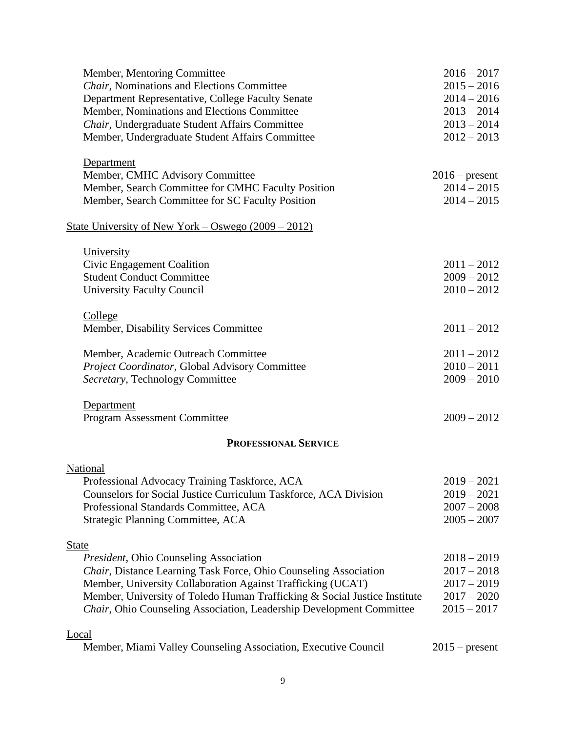Member, Mentoring Committee 2016 – 2017
*Chair*, Nominations and Elections Committee 2015 – 2016
Department Representative, College Faculty Senate 2014 – 2016
Member, Nominations and Elections Committee 2013 – 2014
*Chair*, Undergraduate Student Affairs Committee 2013 – 2014
Member, Undergraduate Student Affairs Committee 2012 – 2013

Department
Member, CMHC Advisory Committee 2016 – present
Member, Search Committee for CMHC Faculty Position 2014 – 2015
Member, Search Committee for SC Faculty Position 2014 – 2015

State University of New York – Oswego (2009 – 2012)

University
Civic Engagement Coalition 2011 – 2012
Student Conduct Committee 2009 – 2012
University Faculty Council 2010 – 2012

College
Member, Disability Services Committee 2011 – 2012

Member, Academic Outreach Committee 2011 – 2012
*Project Coordinator*, Global Advisory Committee 2010 – 2011
*Secretary*, Technology Committee 2009 – 2010

Department
Program Assessment Committee 2009 – 2012

## PROFESSIONAL SERVICE

National
Professional Advocacy Training Taskforce, ACA 2019 – 2021
Counselors for Social Justice Curriculum Taskforce, ACA Division 2019 – 2021
Professional Standards Committee, ACA 2007 – 2008
Strategic Planning Committee, ACA 2005 – 2007

State
*President*, Ohio Counseling Association 2018 – 2019
*Chair*, Distance Learning Task Force, Ohio Counseling Association 2017 – 2018
Member, University Collaboration Against Trafficking (UCAT) 2017 – 2019
Member, University of Toledo Human Trafficking & Social Justice Institute 2017 – 2020
*Chair*, Ohio Counseling Association, Leadership Development Committee 2015 – 2017

Local
Member, Miami Valley Counseling Association, Executive Council 2015 – present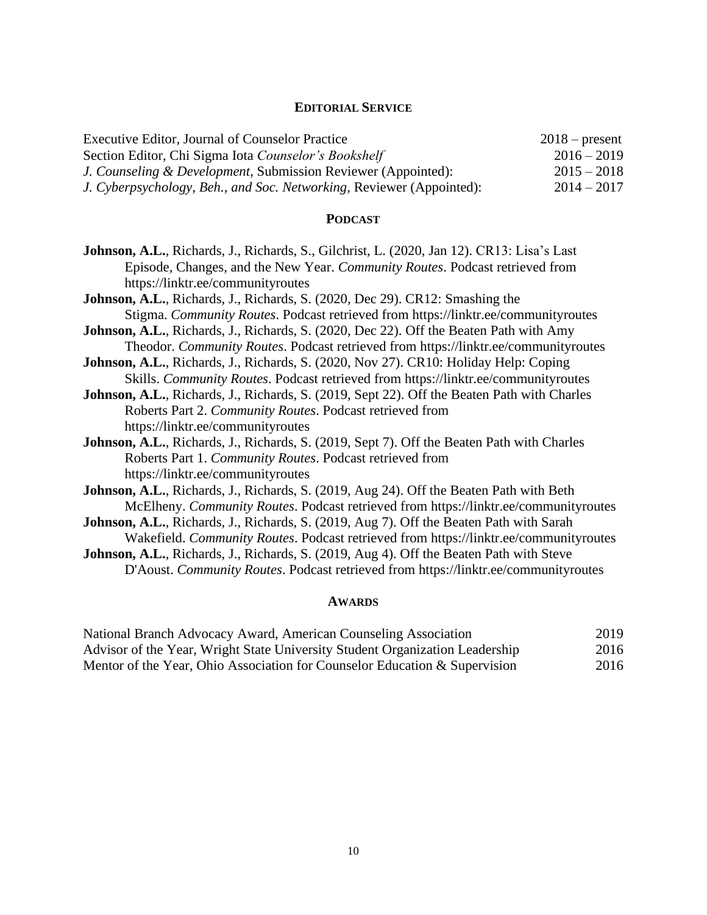## EDITORIAL SERVICE

| | |
|---|---|
| Executive Editor, Journal of Counselor Practice | 2018 – present |
| Section Editor, Chi Sigma Iota *Counselor's Bookshelf* | 2016 – 2019 |
| *J. Counseling & Development*, Submission Reviewer (Appointed): | 2015 – 2018 |
| *J. Cyberpsychology, Beh., and Soc. Networking*, Reviewer (Appointed): | 2014 – 2017 |

## PODCAST

**Johnson, A.L.**, Richards, J., Richards, S., Gilchrist, L. (2020, Jan 12). CR13: Lisa's Last Episode, Changes, and the New Year. *Community Routes*. Podcast retrieved from https://linktr.ee/communityroutes

**Johnson, A.L.**, Richards, J., Richards, S. (2020, Dec 29). CR12: Smashing the Stigma. *Community Routes*. Podcast retrieved from https://linktr.ee/communityroutes

**Johnson, A.L.**, Richards, J., Richards, S. (2020, Dec 22). Off the Beaten Path with Amy Theodor. *Community Routes*. Podcast retrieved from https://linktr.ee/communityroutes

**Johnson, A.L.**, Richards, J., Richards, S. (2020, Nov 27). CR10: Holiday Help: Coping Skills. *Community Routes*. Podcast retrieved from https://linktr.ee/communityroutes

**Johnson, A.L.**, Richards, J., Richards, S. (2019, Sept 22). Off the Beaten Path with Charles Roberts Part 2. *Community Routes*. Podcast retrieved from https://linktr.ee/communityroutes

**Johnson, A.L.**, Richards, J., Richards, S. (2019, Sept 7). Off the Beaten Path with Charles Roberts Part 1. *Community Routes*. Podcast retrieved from https://linktr.ee/communityroutes

**Johnson, A.L.**, Richards, J., Richards, S. (2019, Aug 24). Off the Beaten Path with Beth McElheny. *Community Routes*. Podcast retrieved from https://linktr.ee/communityroutes

**Johnson, A.L.**, Richards, J., Richards, S. (2019, Aug 7). Off the Beaten Path with Sarah Wakefield. *Community Routes*. Podcast retrieved from https://linktr.ee/communityroutes

**Johnson, A.L.**, Richards, J., Richards, S. (2019, Aug 4). Off the Beaten Path with Steve D'Aoust. *Community Routes*. Podcast retrieved from https://linktr.ee/communityroutes

## AWARDS

| | |
|---|---|
| National Branch Advocacy Award, American Counseling Association | 2019 |
| Advisor of the Year, Wright State University Student Organization Leadership | 2016 |
| Mentor of the Year, Ohio Association for Counselor Education & Supervision | 2016 |